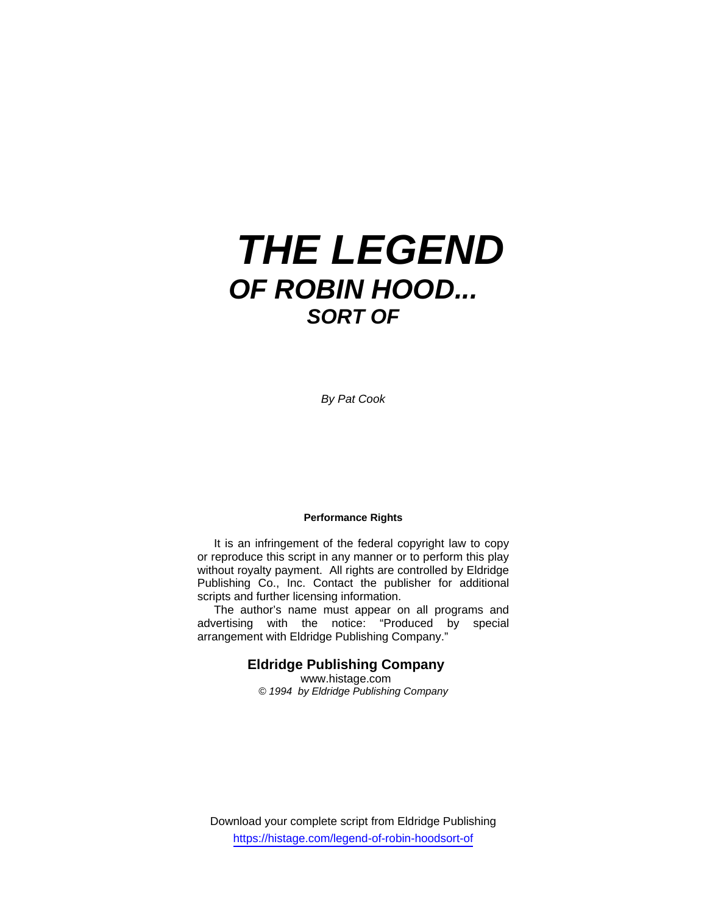# *THE LEGEND*
## *OF ROBIN HOOD...*
### *SORT OF*

*By Pat Cook*

**Performance Rights**

It is an infringement of the federal copyright law to copy or reproduce this script in any manner or to perform this play without royalty payment. All rights are controlled by Eldridge Publishing Co., Inc. Contact the publisher for additional scripts and further licensing information.

The author's name must appear on all programs and advertising with the notice: "Produced by special arrangement with Eldridge Publishing Company."

**Eldridge Publishing Company**
www.histage.com
*© 1994 by Eldridge Publishing Company*

Download your complete script from Eldridge Publishing
https://histage.com/legend-of-robin-hoodsort-of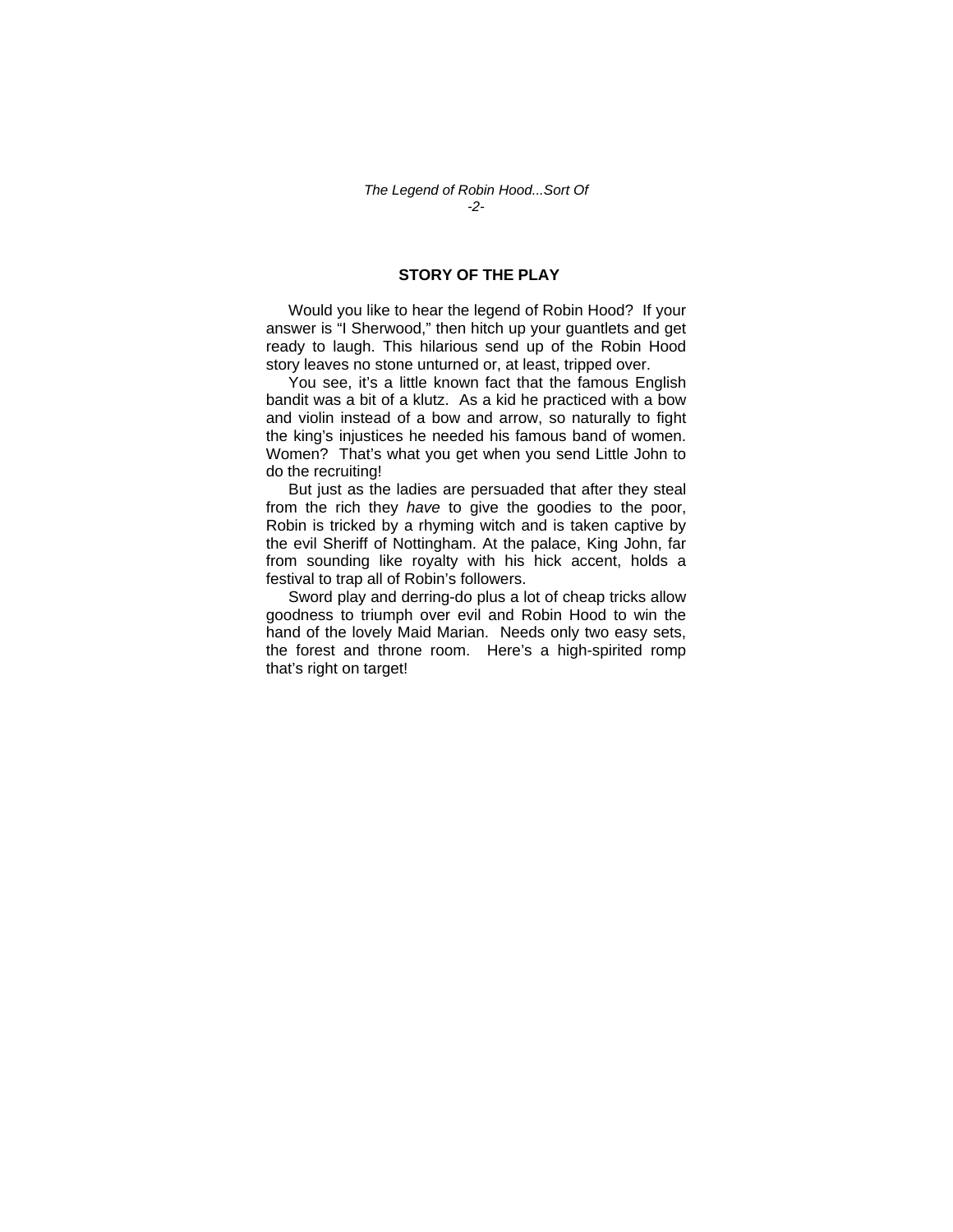## STORY OF THE PLAY

Would you like to hear the legend of Robin Hood? If your answer is "I Sherwood," then hitch up your guantlets and get ready to laugh. This hilarious send up of the Robin Hood story leaves no stone unturned or, at least, tripped over.

You see, it's a little known fact that the famous English bandit was a bit of a klutz. As a kid he practiced with a bow and violin instead of a bow and arrow, so naturally to fight the king's injustices he needed his famous band of women. Women? That's what you get when you send Little John to do the recruiting!

But just as the ladies are persuaded that after they steal from the rich they *have* to give the goodies to the poor, Robin is tricked by a rhyming witch and is taken captive by the evil Sheriff of Nottingham. At the palace, King John, far from sounding like royalty with his hick accent, holds a festival to trap all of Robin's followers.

Sword play and derring-do plus a lot of cheap tricks allow goodness to triumph over evil and Robin Hood to win the hand of the lovely Maid Marian. Needs only two easy sets, the forest and throne room. Here's a high-spirited romp that's right on target!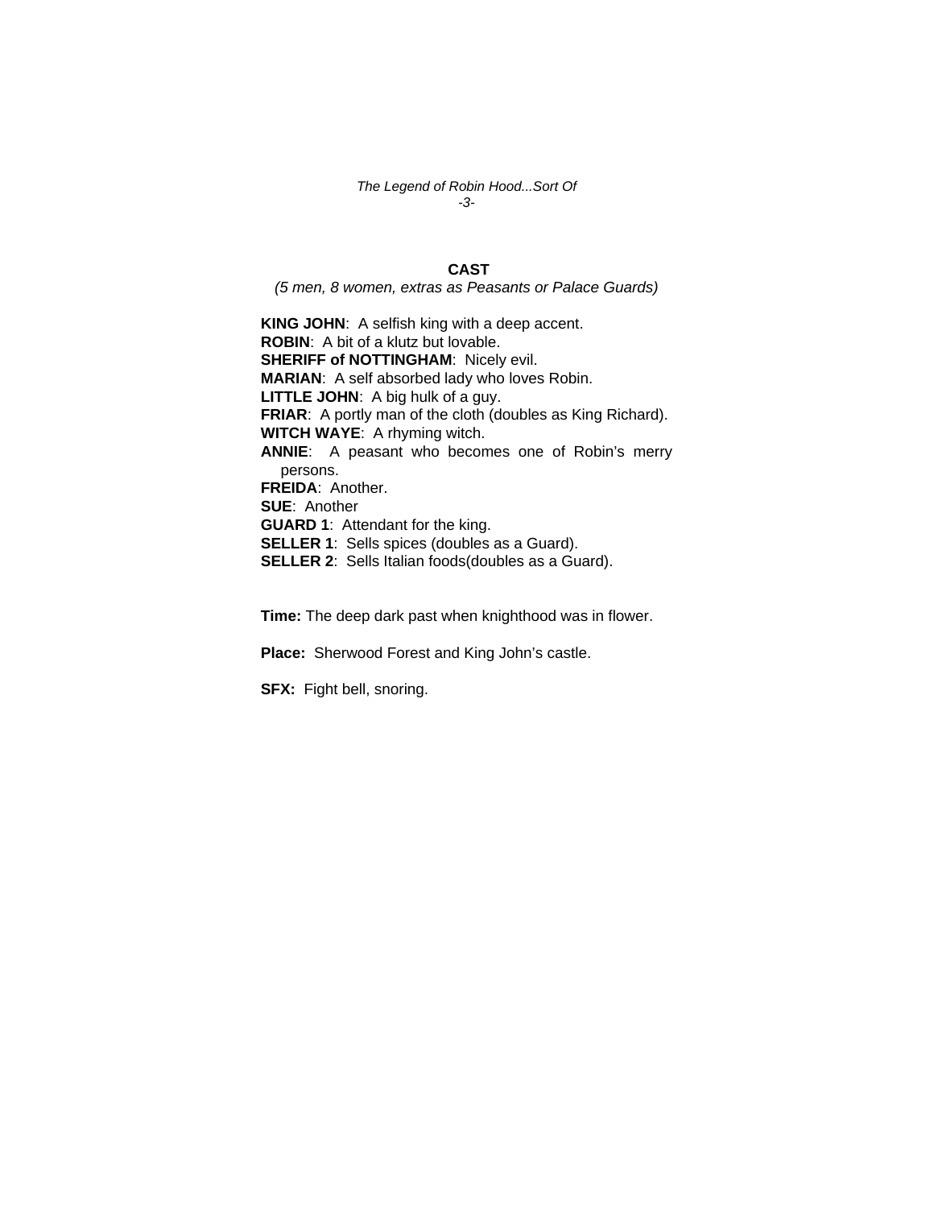## CAST

*(5 men, 8 women, extras as Peasants or Palace Guards)*

**KING JOHN**: A selfish king with a deep accent.
**ROBIN**: A bit of a klutz but lovable.
**SHERIFF of NOTTINGHAM**: Nicely evil.
**MARIAN**: A self absorbed lady who loves Robin.
**LITTLE JOHN**: A big hulk of a guy.
**FRIAR**: A portly man of the cloth (doubles as King Richard).
**WITCH WAYE**: A rhyming witch.
**ANNIE**: A peasant who becomes one of Robin's merry persons.
**FREIDA**: Another.
**SUE**: Another
**GUARD 1**: Attendant for the king.
**SELLER 1**: Sells spices (doubles as a Guard).
**SELLER 2**: Sells Italian foods(doubles as a Guard).

**Time:** The deep dark past when knighthood was in flower.

**Place:** Sherwood Forest and King John's castle.

**SFX:** Fight bell, snoring.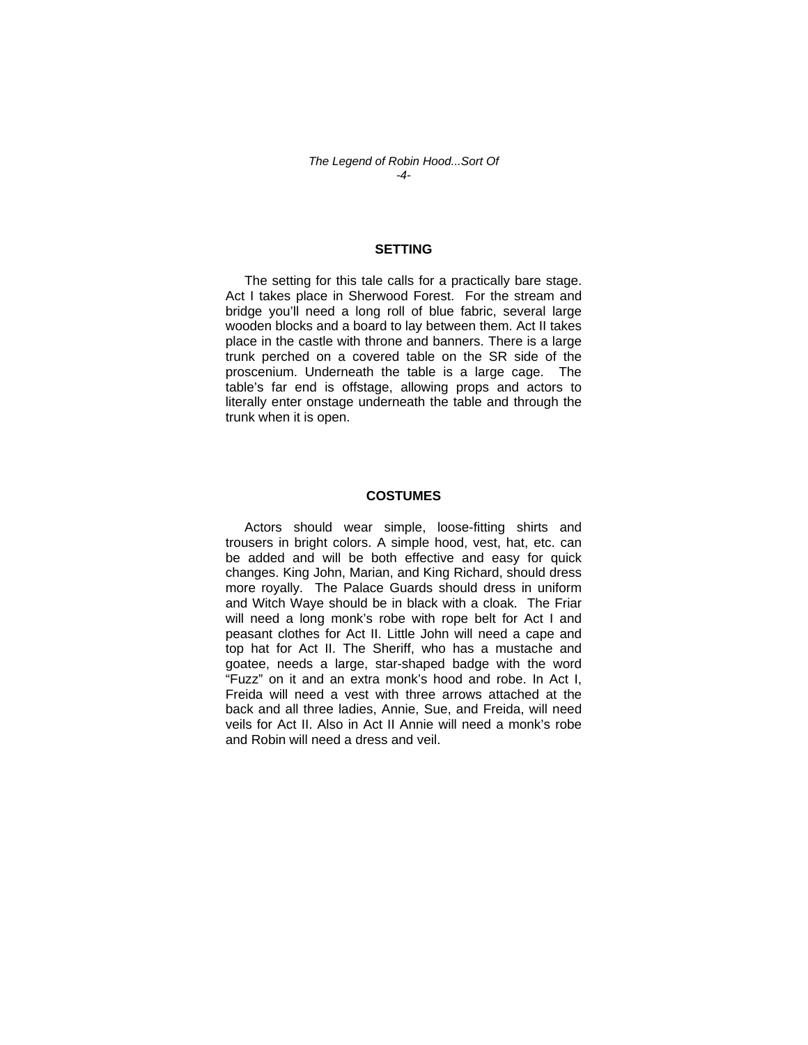## SETTING

The setting for this tale calls for a practically bare stage. Act I takes place in Sherwood Forest. For the stream and bridge you'll need a long roll of blue fabric, several large wooden blocks and a board to lay between them. Act II takes place in the castle with throne and banners. There is a large trunk perched on a covered table on the SR side of the proscenium. Underneath the table is a large cage. The table's far end is offstage, allowing props and actors to literally enter onstage underneath the table and through the trunk when it is open.

## COSTUMES

Actors should wear simple, loose-fitting shirts and trousers in bright colors. A simple hood, vest, hat, etc. can be added and will be both effective and easy for quick changes. King John, Marian, and King Richard, should dress more royally. The Palace Guards should dress in uniform and Witch Waye should be in black with a cloak. The Friar will need a long monk's robe with rope belt for Act I and peasant clothes for Act II. Little John will need a cape and top hat for Act II. The Sheriff, who has a mustache and goatee, needs a large, star-shaped badge with the word "Fuzz" on it and an extra monk's hood and robe. In Act I, Freida will need a vest with three arrows attached at the back and all three ladies, Annie, Sue, and Freida, will need veils for Act II. Also in Act II Annie will need a monk's robe and Robin will need a dress and veil.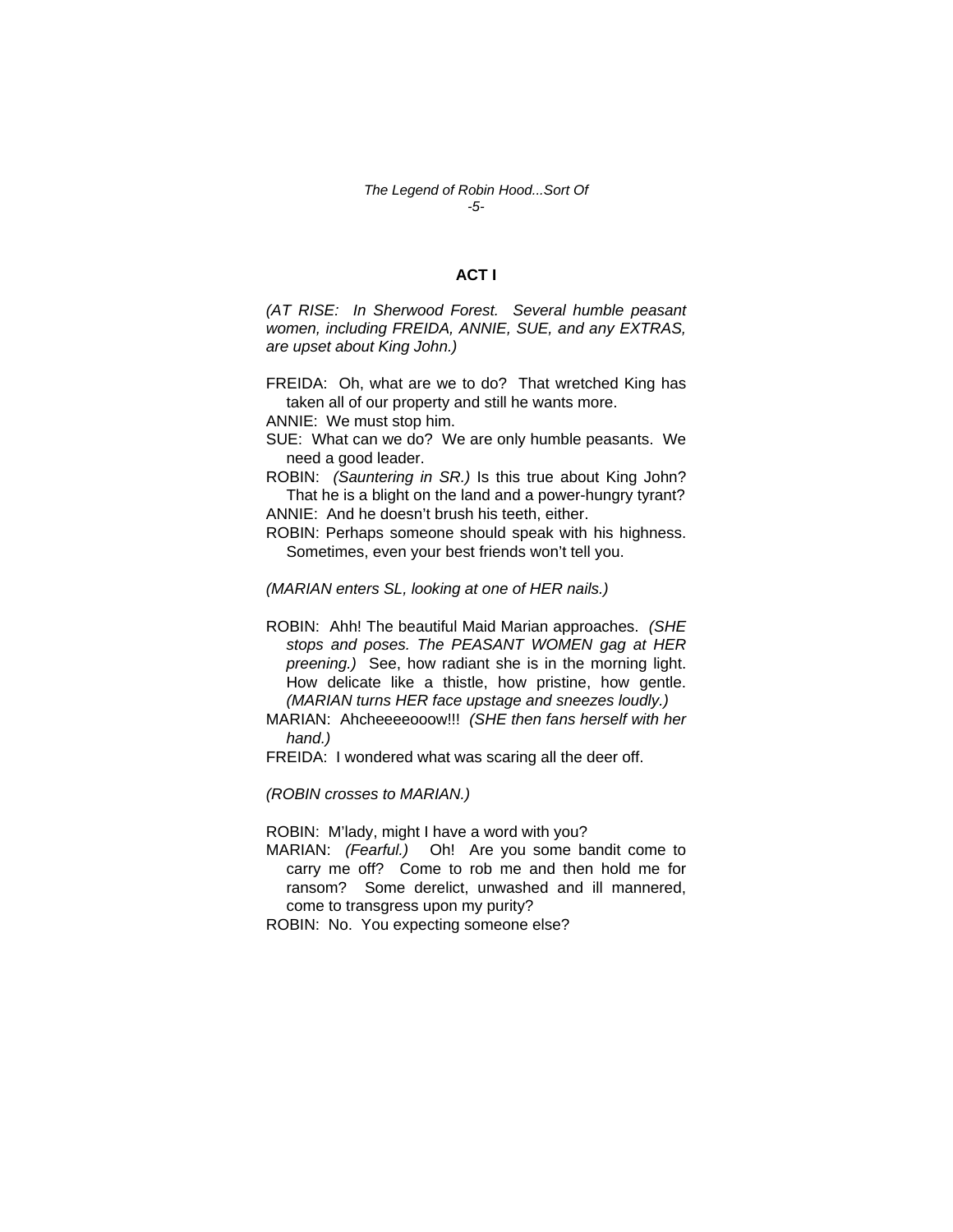## ACT I

*(AT RISE: In Sherwood Forest. Several humble peasant women, including FREIDA, ANNIE, SUE, and any EXTRAS, are upset about King John.)*

FREIDA: Oh, what are we to do? That wretched King has taken all of our property and still he wants more.

ANNIE: We must stop him.

SUE: What can we do? We are only humble peasants. We need a good leader.

ROBIN: *(Sauntering in SR.)* Is this true about King John? That he is a blight on the land and a power-hungry tyrant?

ANNIE: And he doesn't brush his teeth, either.

ROBIN: Perhaps someone should speak with his highness. Sometimes, even your best friends won't tell you.

*(MARIAN enters SL, looking at one of HER nails.)*

ROBIN: Ahh! The beautiful Maid Marian approaches. *(SHE stops and poses. The PEASANT WOMEN gag at HER preening.)* See, how radiant she is in the morning light. How delicate like a thistle, how pristine, how gentle. *(MARIAN turns HER face upstage and sneezes loudly.)*

MARIAN: Ahcheeeeooow!!! *(SHE then fans herself with her hand.)*

FREIDA: I wondered what was scaring all the deer off.

*(ROBIN crosses to MARIAN.)*

ROBIN: M'lady, might I have a word with you?

MARIAN: *(Fearful.)* Oh! Are you some bandit come to carry me off? Come to rob me and then hold me for ransom? Some derelict, unwashed and ill mannered, come to transgress upon my purity?

ROBIN: No. You expecting someone else?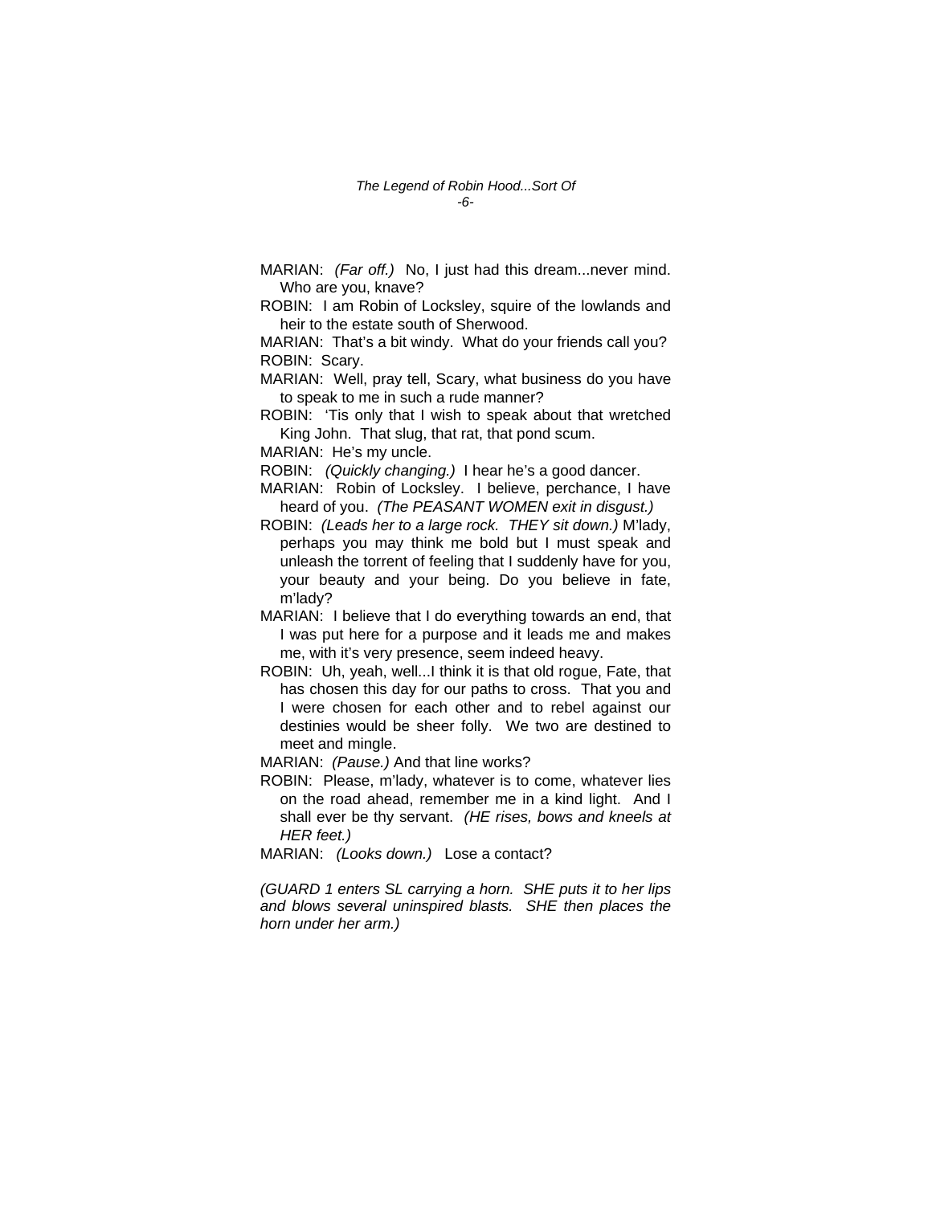MARIAN: *(Far off.)* No, I just had this dream...never mind. Who are you, knave?

ROBIN: I am Robin of Locksley, squire of the lowlands and heir to the estate south of Sherwood.

MARIAN: That's a bit windy. What do your friends call you?

ROBIN: Scary.

MARIAN: Well, pray tell, Scary, what business do you have to speak to me in such a rude manner?

ROBIN: 'Tis only that I wish to speak about that wretched King John. That slug, that rat, that pond scum.

MARIAN: He's my uncle.

ROBIN: *(Quickly changing.)* I hear he's a good dancer.

MARIAN: Robin of Locksley. I believe, perchance, I have heard of you. *(The PEASANT WOMEN exit in disgust.)*

ROBIN: *(Leads her to a large rock. THEY sit down.)* M'lady, perhaps you may think me bold but I must speak and unleash the torrent of feeling that I suddenly have for you, your beauty and your being. Do you believe in fate, m'lady?

MARIAN: I believe that I do everything towards an end, that I was put here for a purpose and it leads me and makes me, with it's very presence, seem indeed heavy.

ROBIN: Uh, yeah, well...I think it is that old rogue, Fate, that has chosen this day for our paths to cross. That you and I were chosen for each other and to rebel against our destinies would be sheer folly. We two are destined to meet and mingle.

MARIAN: *(Pause.)* And that line works?

ROBIN: Please, m'lady, whatever is to come, whatever lies on the road ahead, remember me in a kind light. And I shall ever be thy servant. *(HE rises, bows and kneels at HER feet.)*

MARIAN: *(Looks down.)* Lose a contact?

*(GUARD 1 enters SL carrying a horn. SHE puts it to her lips and blows several uninspired blasts. SHE then places the horn under her arm.)*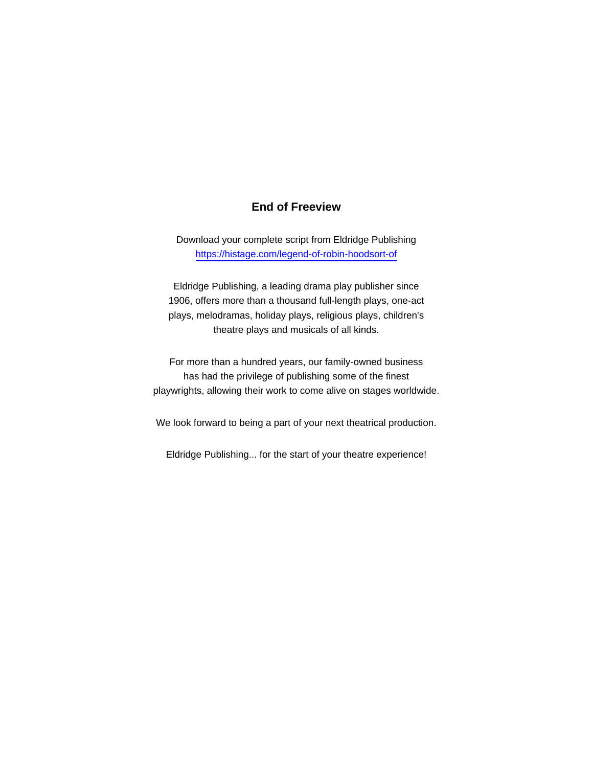## End of Freeview

Download your complete script from Eldridge Publishing
[https://histage.com/legend-of-robin-hoodsort-of](https://histage.com/legend-of-robin-hoodsort-of)

Eldridge Publishing, a leading drama play publisher since 1906, offers more than a thousand full-length plays, one-act plays, melodramas, holiday plays, religious plays, children's theatre plays and musicals of all kinds.

For more than a hundred years, our family-owned business has had the privilege of publishing some of the finest playwrights, allowing their work to come alive on stages worldwide.

We look forward to being a part of your next theatrical production.

Eldridge Publishing... for the start of your theatre experience!